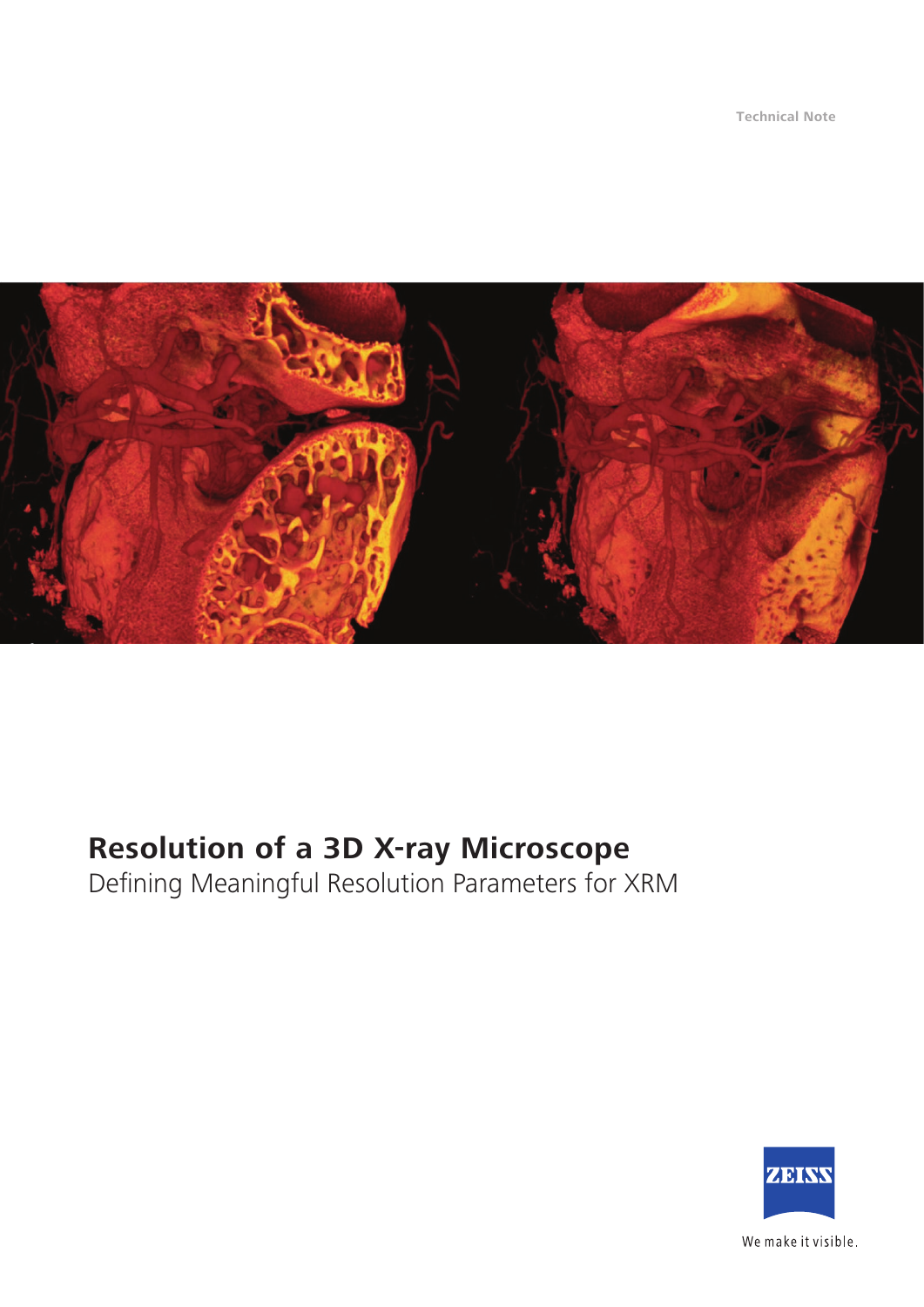Technical Note

# Resolution of a 3D X-ray Microscope

Defining Meaningful Resolution Parameters for XRM

We make it visible.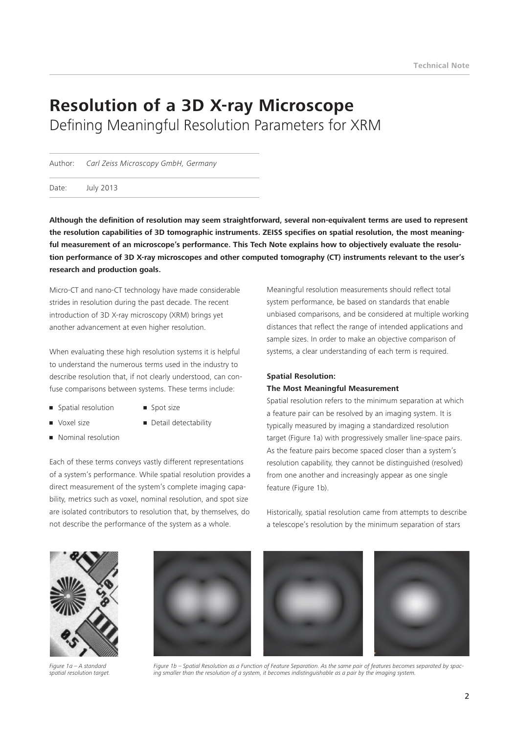# Resolution of a 3D X-ray Microscope

## Defining Meaningful Resolution Parameters for XRM

Author: *Carl Zeiss Microscopy GmbH, Germany*

Date: July 2013

**Although the definition of resolution may seem straightforward, several non-equivalent terms are used to represent the resolution capabilities of 3D tomographic instruments. ZEISS specifies on spatial resolution, the most meaningful measurement of an microscope's performance. This Tech Note explains how to objectively evaluate the resolution performance of 3D X-ray microscopes and other computed tomography (CT) instruments relevant to the user's research and production goals.**

Micro-CT and nano-CT technology have made considerable strides in resolution during the past decade. The recent introduction of 3D X-ray microscopy (XRM) brings yet another advancement at even higher resolution.

When evaluating these high resolution systems it is helpful to understand the numerous terms used in the industry to describe resolution that, if not clearly understood, can confuse comparisons between systems. These terms include:

- Spatial resolution
- Spot size
- Voxel size
- Detail detectability
- Nominal resolution

Each of these terms conveys vastly different representations of a system's performance. While spatial resolution provides a direct measurement of the system's complete imaging capability, metrics such as voxel, nominal resolution, and spot size are isolated contributors to resolution that, by themselves, do not describe the performance of the system as a whole.

Meaningful resolution measurements should reflect total system performance, be based on standards that enable unbiased comparisons, and be considered at multiple working distances that reflect the range of intended applications and sample sizes. In order to make an objective comparison of systems, a clear understanding of each term is required.

### Spatial Resolution: The Most Meaningful Measurement

Spatial resolution refers to the minimum separation at which a feature pair can be resolved by an imaging system. It is typically measured by imaging a standardized resolution target (Figure 1a) with progressively smaller line-space pairs. As the feature pairs become spaced closer than a system's resolution capability, they cannot be distinguished (resolved) from one another and increasingly appear as one single feature (Figure 1b).

Historically, spatial resolution came from attempts to describe a telescope's resolution by the minimum separation of stars

*Figure 1a – A standard spatial resolution target.*

*Figure 1b – Spatial Resolution as a Function of Feature Separation. As the same pair of features becomes separated by spacing smaller than the resolution of a system, it becomes indistinguishable as a pair by the imaging system.*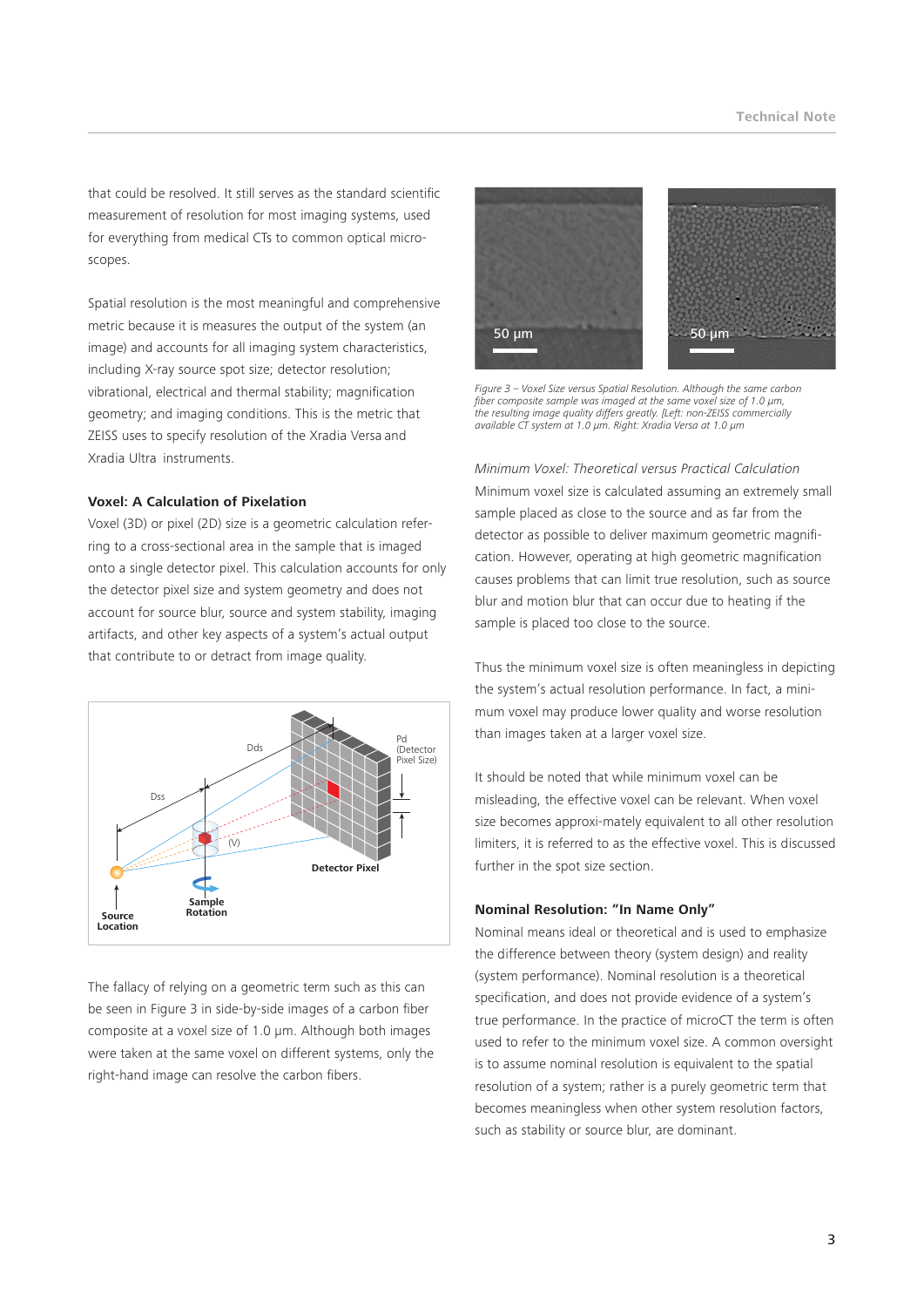that could be resolved. It still serves as the standard scientific measurement of resolution for most imaging systems, used for everything from medical CTs to common optical microscopes.

Spatial resolution is the most meaningful and comprehensive metric because it is measures the output of the system (an image) and accounts for all imaging system characteristics, including X-ray source spot size; detector resolution; vibrational, electrical and thermal stability; magnification geometry; and imaging conditions. This is the metric that ZEISS uses to specify resolution of the Xradia Versa and Xradia Ultra instruments.

### Voxel: A Calculation of Pixelation

Voxel (3D) or pixel (2D) size is a geometric calculation referring to a cross-sectional area in the sample that is imaged onto a single detector pixel. This calculation accounts for only the detector pixel size and system geometry and does not account for source blur, source and system stability, imaging artifacts, and other key aspects of a system's actual output that contribute to or detract from image quality.

The fallacy of relying on a geometric term such as this can be seen in Figure 3 in side-by-side images of a carbon fiber composite at a voxel size of 1.0 µm. Although both images were taken at the same voxel on different systems, only the right-hand image can resolve the carbon fibers.

*Figure 3 – Voxel Size versus Spatial Resolution. Although the same carbon fiber composite sample was imaged at the same voxel size of 1.0 µm, the resulting image quality differs greatly. [Left: non-ZEISS commercially available CT system at 1.0 µm. Right: Xradia Versa at 1.0 µm*

*Minimum Voxel: Theoretical versus Practical Calculation*

Minimum voxel size is calculated assuming an extremely small sample placed as close to the source and as far from the detector as possible to deliver maximum geometric magnification. However, operating at high geometric magnification causes problems that can limit true resolution, such as source blur and motion blur that can occur due to heating if the sample is placed too close to the source.

Thus the minimum voxel size is often meaningless in depicting the system's actual resolution performance. In fact, a minimum voxel may produce lower quality and worse resolution than images taken at a larger voxel size.

It should be noted that while minimum voxel can be misleading, the effective voxel can be relevant. When voxel size becomes approxi-mately equivalent to all other resolution limiters, it is referred to as the effective voxel. This is discussed further in the spot size section.

### Nominal Resolution: "In Name Only"

Nominal means ideal or theoretical and is used to emphasize the difference between theory (system design) and reality (system performance). Nominal resolution is a theoretical specification, and does not provide evidence of a system's true performance. In the practice of microCT the term is often used to refer to the minimum voxel size. A common oversight is to assume nominal resolution is equivalent to the spatial resolution of a system; rather is a purely geometric term that becomes meaningless when other system resolution factors, such as stability or source blur, are dominant.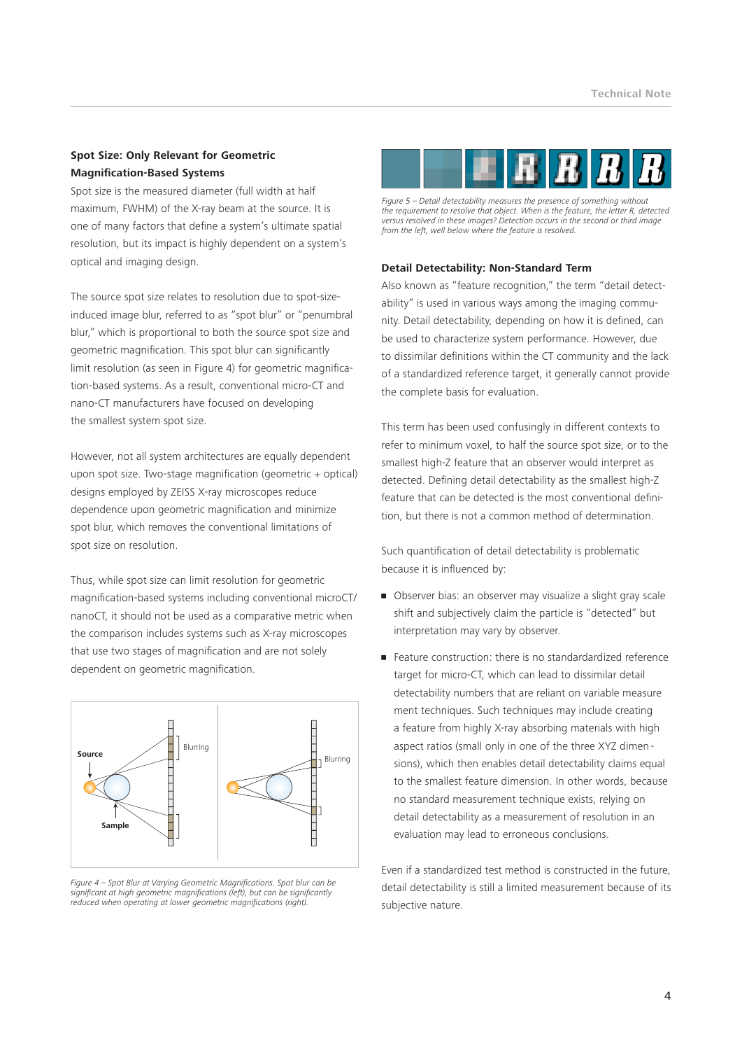## Spot Size: Only Relevant for Geometric Magnification-Based Systems

Spot size is the measured diameter (full width at half maximum, FWHM) of the X-ray beam at the source. It is one of many factors that define a system's ultimate spatial resolution, but its impact is highly dependent on a system's optical and imaging design.

The source spot size relates to resolution due to spot-size-induced image blur, referred to as "spot blur" or "penumbral blur," which is proportional to both the source spot size and geometric magnification. This spot blur can significantly limit resolution (as seen in Figure 4) for geometric magnification-based systems. As a result, conventional micro-CT and nano-CT manufacturers have focused on developing the smallest system spot size.

However, not all system architectures are equally dependent upon spot size. Two-stage magnification (geometric + optical) designs employed by ZEISS X-ray microscopes reduce dependence upon geometric magnification and minimize spot blur, which removes the conventional limitations of spot size on resolution.

Thus, while spot size can limit resolution for geometric magnification-based systems including conventional microCT/nanoCT, it should not be used as a comparative metric when the comparison includes systems such as X-ray microscopes that use two stages of magnification and are not solely dependent on geometric magnification.

*Figure 4 – Spot Blur at Varying Geometric Magnifications. Spot blur can be significant at high geometric magnifications (left), but can be significantly reduced when operating at lower geometric magnifications (right).*

*Figure 5 – Detail detectability measures the presence of something without the requirement to resolve that object. When is the feature, the letter R, detected versus resolved in these images? Detection occurs in the second or third image from the left, well below where the feature is resolved.*

## Detail Detectability: Non-Standard Term

Also known as "feature recognition," the term "detail detectability" is used in various ways among the imaging community. Detail detectability, depending on how it is defined, can be used to characterize system performance. However, due to dissimilar definitions within the CT community and the lack of a standardized reference target, it generally cannot provide the complete basis for evaluation.

This term has been used confusingly in different contexts to refer to minimum voxel, to half the source spot size, or to the smallest high-Z feature that an observer would interpret as detected. Defining detail detectability as the smallest high-Z feature that can be detected is the most conventional definition, but there is not a common method of determination.

Such quantification of detail detectability is problematic because it is influenced by:

- Observer bias: an observer may visualize a slight gray scale shift and subjectively claim the particle is "detected" but interpretation may vary by observer.
- Feature construction: there is no standardized reference target for micro-CT, which can lead to dissimilar detail detectability numbers that are reliant on variable measurement techniques. Such techniques may include creating a feature from highly X-ray absorbing materials with high aspect ratios (small only in one of the three XYZ dimensions), which then enables detail detectability claims equal to the smallest feature dimension. In other words, because no standard measurement technique exists, relying on detail detectability as a measurement of resolution in an evaluation may lead to erroneous conclusions.

Even if a standardized test method is constructed in the future, detail detectability is still a limited measurement because of its subjective nature.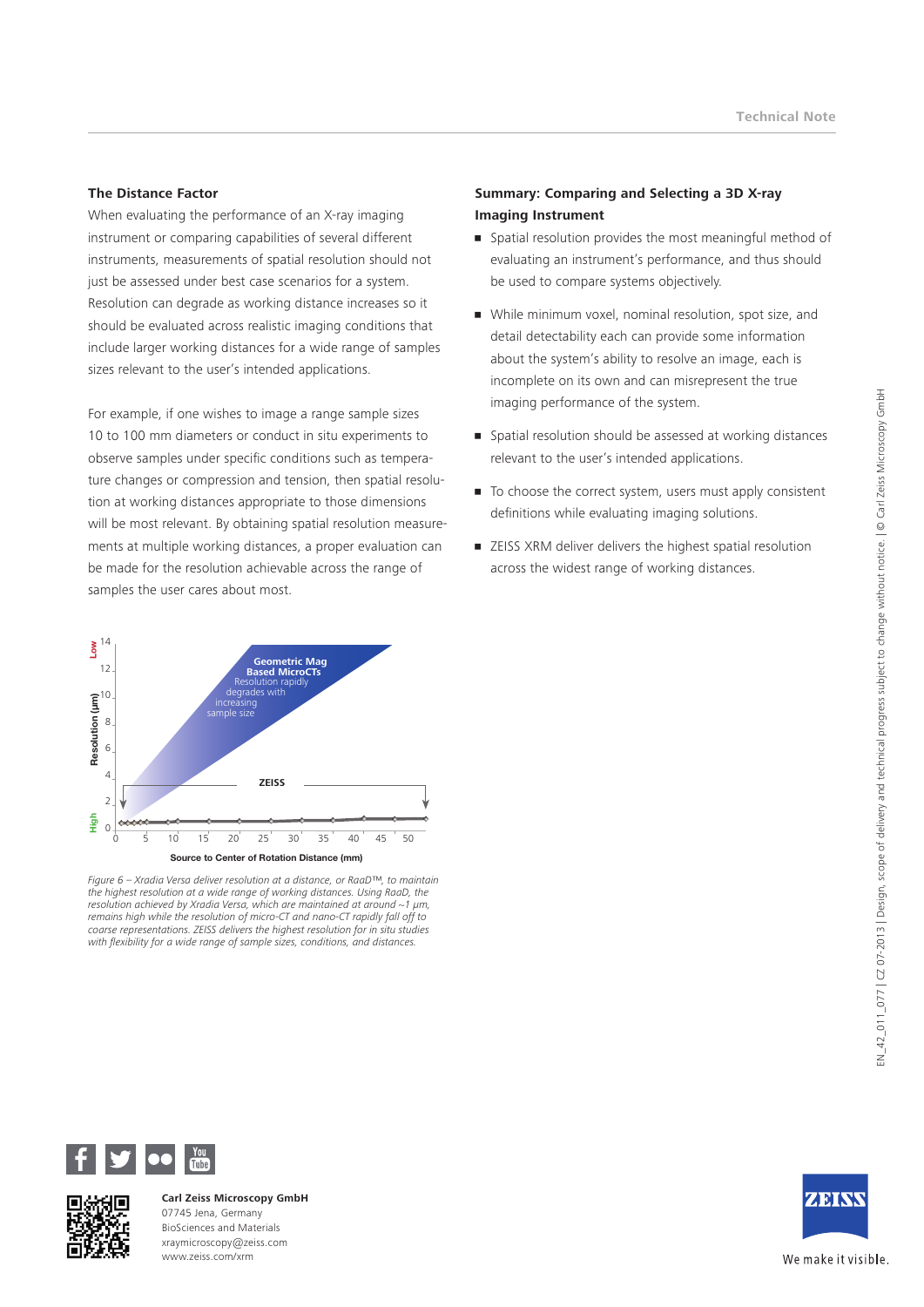## The Distance Factor

When evaluating the performance of an X-ray imaging instrument or comparing capabilities of several different instruments, measurements of spatial resolution should not just be assessed under best case scenarios for a system. Resolution can degrade as working distance increases so it should be evaluated across realistic imaging conditions that include larger working distances for a wide range of samples sizes relevant to the user's intended applications.

For example, if one wishes to image a range sample sizes 10 to 100 mm diameters or conduct in situ experiments to observe samples under specific conditions such as temperature changes or compression and tension, then spatial resolution at working distances appropriate to those dimensions will be most relevant. By obtaining spatial resolution measurements at multiple working distances, a proper evaluation can be made for the resolution achievable across the range of samples the user cares about most.

Low
High
Resolution (µm)
14
12
10
8
6
4
2
0
0 5 10 15 20 25 30 35 40 45 50
Source to Center of Rotation Distance (mm)
Geometric Mag Based MicroCTs
Resolution rapidly degrades with increasing sample size
ZEISS

*Figure 6 – Xradia Versa deliver resolution at a distance, or RaaD™, to maintain the highest resolution at a wide range of working distances. Using RaaD, the resolution achieved by Xradia Versa, which are maintained at around ~1 µm, remains high while the resolution of micro-CT and nano-CT rapidly fall off to coarse representations. ZEISS delivers the highest resolution for in situ studies with flexibility for a wide range of sample sizes, conditions, and distances.*

## Summary: Comparing and Selecting a 3D X-ray Imaging Instrument

- Spatial resolution provides the most meaningful method of evaluating an instrument's performance, and thus should be used to compare systems objectively.
- While minimum voxel, nominal resolution, spot size, and detail detectability each can provide some information about the system's ability to resolve an image, each is incomplete on its own and can misrepresent the true imaging performance of the system.
- Spatial resolution should be assessed at working distances relevant to the user's intended applications.
- To choose the correct system, users must apply consistent definitions while evaluating imaging solutions.
- ZEISS XRM deliver delivers the highest spatial resolution across the widest range of working distances.

EN_42_011_077 | CZ 07-2013 | Design, scope of delivery and technical progress subject to change without notice. | © Carl Zeiss Microscopy GmbH

**Carl Zeiss Microscopy GmbH**
07745 Jena, Germany
BioSciences and Materials
xraymicroscopy@zeiss.com
www.zeiss.com/xrm

We make it visible.